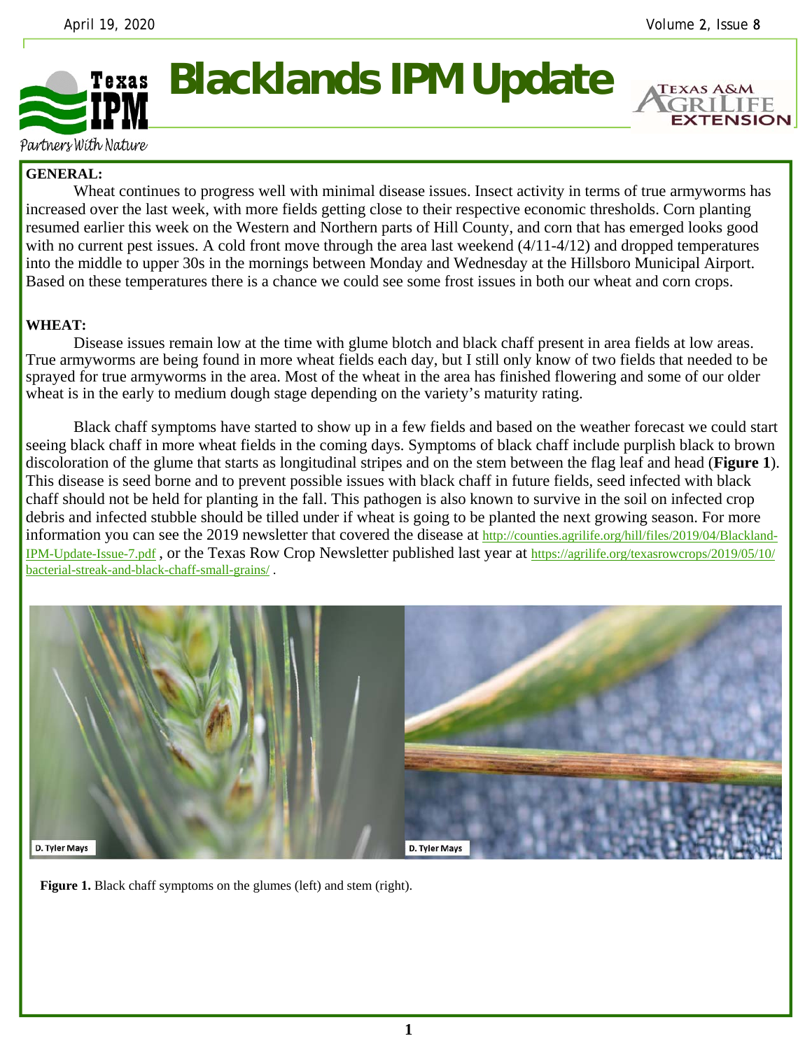# Blacklands IPM Update

**GENERAL:**

Wheat continues to progress well with minimal disease issues. Insect activity in terms of true armyworms has increased over the last week, with more fields getting close to their respective economic thresholds. Corn planting resumed earlier this week on the Western and Northern parts of Hill County, and corn that has emerged looks good with no current pest issues. A cold front move through the area last weekend (4/11-4/12) and dropped temperatures into the middle to upper 30s in the mornings between Monday and Wednesday at the Hillsboro Municipal Airport. Based on these temperatures there is a chance we could see some frost issues in both our wheat and corn crops.

**WHEAT:**

Disease issues remain low at the time with glume blotch and black chaff present in area fields at low areas. True armyworms are being found in more wheat fields each day, but I still only know of two fields that needed to be sprayed for true armyworms in the area. Most of the wheat in the area has finished flowering and some of our older wheat is in the early to medium dough stage depending on the variety's maturity rating.

Black chaff symptoms have started to show up in a few fields and based on the weather forecast we could start seeing black chaff in more wheat fields in the coming days. Symptoms of black chaff include purplish black to brown discoloration of the glume that starts as longitudinal stripes and on the stem between the flag leaf and head (**Figure 1**). This disease is seed borne and to prevent possible issues with black chaff in future fields, seed infected with black chaff should not be held for planting in the fall. This pathogen is also known to survive in the soil on infected crop debris and infected stubble should be tilled under if wheat is going to be planted the next growing season. For more information you can see the 2019 newsletter that covered the disease at http://counties.agrilife.org/hill/files/2019/04/Blackland-IPM-Update-Issue-7.pdf , or the Texas Row Crop Newsletter published last year at https://agrilife.org/texasrowcrops/2019/05/10/bacterial-streak-and-black-chaff-small-grains/ .

**Figure 1.** Black chaff symptoms on the glumes (left) and stem (right).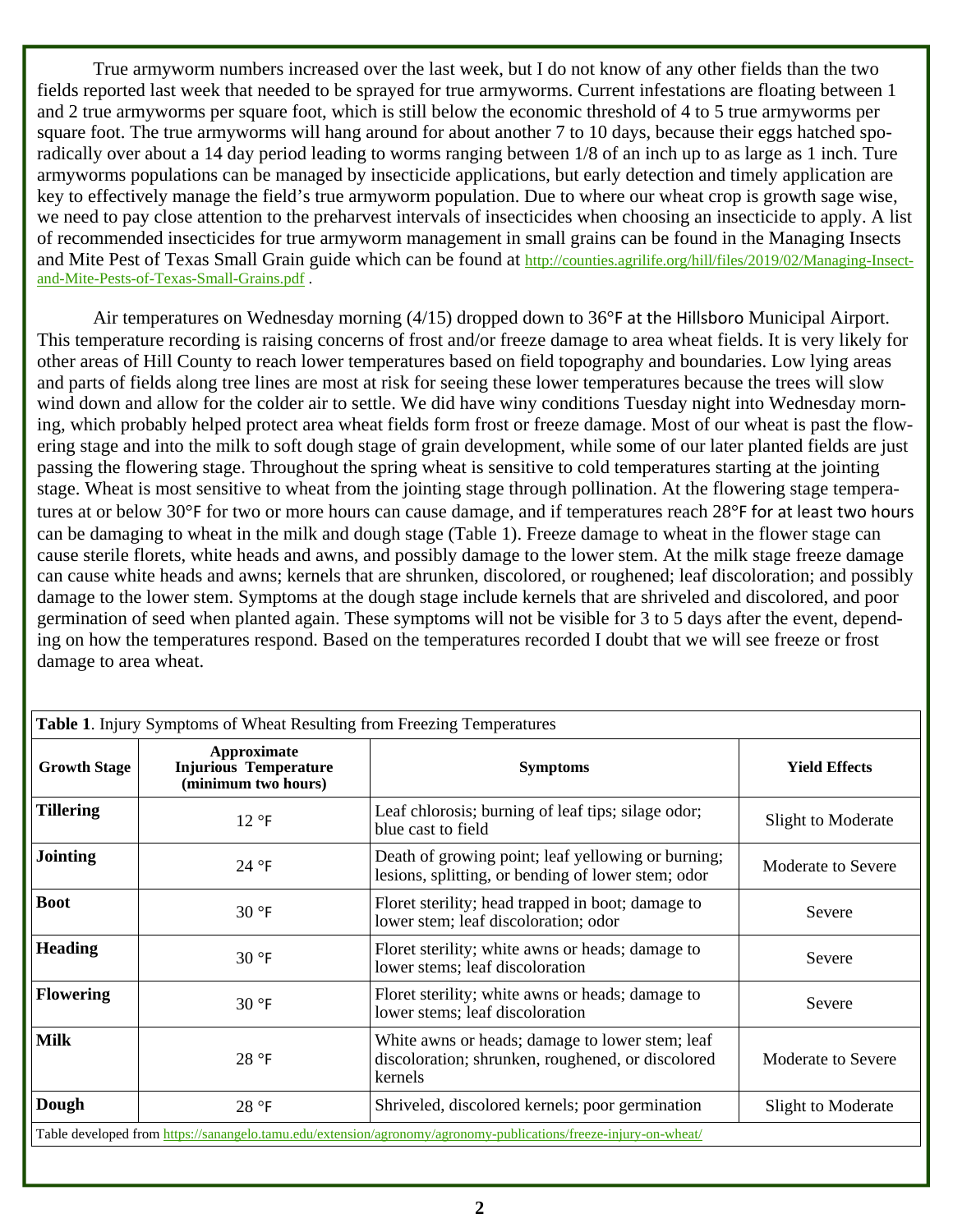True armyworm numbers increased over the last week, but I do not know of any other fields than the two fields reported last week that needed to be sprayed for true armyworms. Current infestations are floating between 1 and 2 true armyworms per square foot, which is still below the economic threshold of 4 to 5 true armyworms per square foot. The true armyworms will hang around for about another 7 to 10 days, because their eggs hatched sporadically over about a 14 day period leading to worms ranging between 1/8 of an inch up to as large as 1 inch. Ture armyworms populations can be managed by insecticide applications, but early detection and timely application are key to effectively manage the field's true armyworm population. Due to where our wheat crop is growth sage wise, we need to pay close attention to the preharvest intervals of insecticides when choosing an insecticide to apply. A list of recommended insecticides for true armyworm management in small grains can be found in the Managing Insects and Mite Pest of Texas Small Grain guide which can be found at http://counties.agrilife.org/hill/files/2019/02/Managing-Insect-and-Mite-Pests-of-Texas-Small-Grains.pdf .

Air temperatures on Wednesday morning (4/15) dropped down to 36°F at the Hillsboro Municipal Airport. This temperature recording is raising concerns of frost and/or freeze damage to area wheat fields. It is very likely for other areas of Hill County to reach lower temperatures based on field topography and boundaries. Low lying areas and parts of fields along tree lines are most at risk for seeing these lower temperatures because the trees will slow wind down and allow for the colder air to settle. We did have winy conditions Tuesday night into Wednesday morning, which probably helped protect area wheat fields form frost or freeze damage. Most of our wheat is past the flowering stage and into the milk to soft dough stage of grain development, while some of our later planted fields are just passing the flowering stage. Throughout the spring wheat is sensitive to cold temperatures starting at the jointing stage. Wheat is most sensitive to wheat from the jointing stage through pollination. At the flowering stage temperatures at or below 30°F for two or more hours can cause damage, and if temperatures reach 28°F for at least two hours can be damaging to wheat in the milk and dough stage (Table 1). Freeze damage to wheat in the flower stage can cause sterile florets, white heads and awns, and possibly damage to the lower stem. At the milk stage freeze damage can cause white heads and awns; kernels that are shrunken, discolored, or roughened; leaf discoloration; and possibly damage to the lower stem. Symptoms at the dough stage include kernels that are shriveled and discolored, and poor germination of seed when planted again. These symptoms will not be visible for 3 to 5 days after the event, depending on how the temperatures respond. Based on the temperatures recorded I doubt that we will see freeze or frost damage to area wheat.

**Table 1**. Injury Symptoms of Wheat Resulting from Freezing Temperatures

| Growth Stage | Approximate Injurious Temperature (minimum two hours) | Symptoms | Yield Effects |
|---|---|---|---|
| **Tillering** | 12 °F | Leaf chlorosis; burning of leaf tips; silage odor; blue cast to field | Slight to Moderate |
| **Jointing** | 24 °F | Death of growing point; leaf yellowing or burning; lesions, splitting, or bending of lower stem; odor | Moderate to Severe |
| **Boot** | 30 °F | Floret sterility; head trapped in boot; damage to lower stem; leaf discoloration; odor | Severe |
| **Heading** | 30 °F | Floret sterility; white awns or heads; damage to lower stems; leaf discoloration | Severe |
| **Flowering** | 30 °F | Floret sterility; white awns or heads; damage to lower stems; leaf discoloration | Severe |
| **Milk** | 28 °F | White awns or heads; damage to lower stem; leaf discoloration; shrunken, roughened, or discolored kernels | Moderate to Severe |
| **Dough** | 28 °F | Shriveled, discolored kernels; poor germination | Slight to Moderate |

Table developed from https://sanangelo.tamu.edu/extension/agronomy/agronomy-publications/freeze-injury-on-wheat/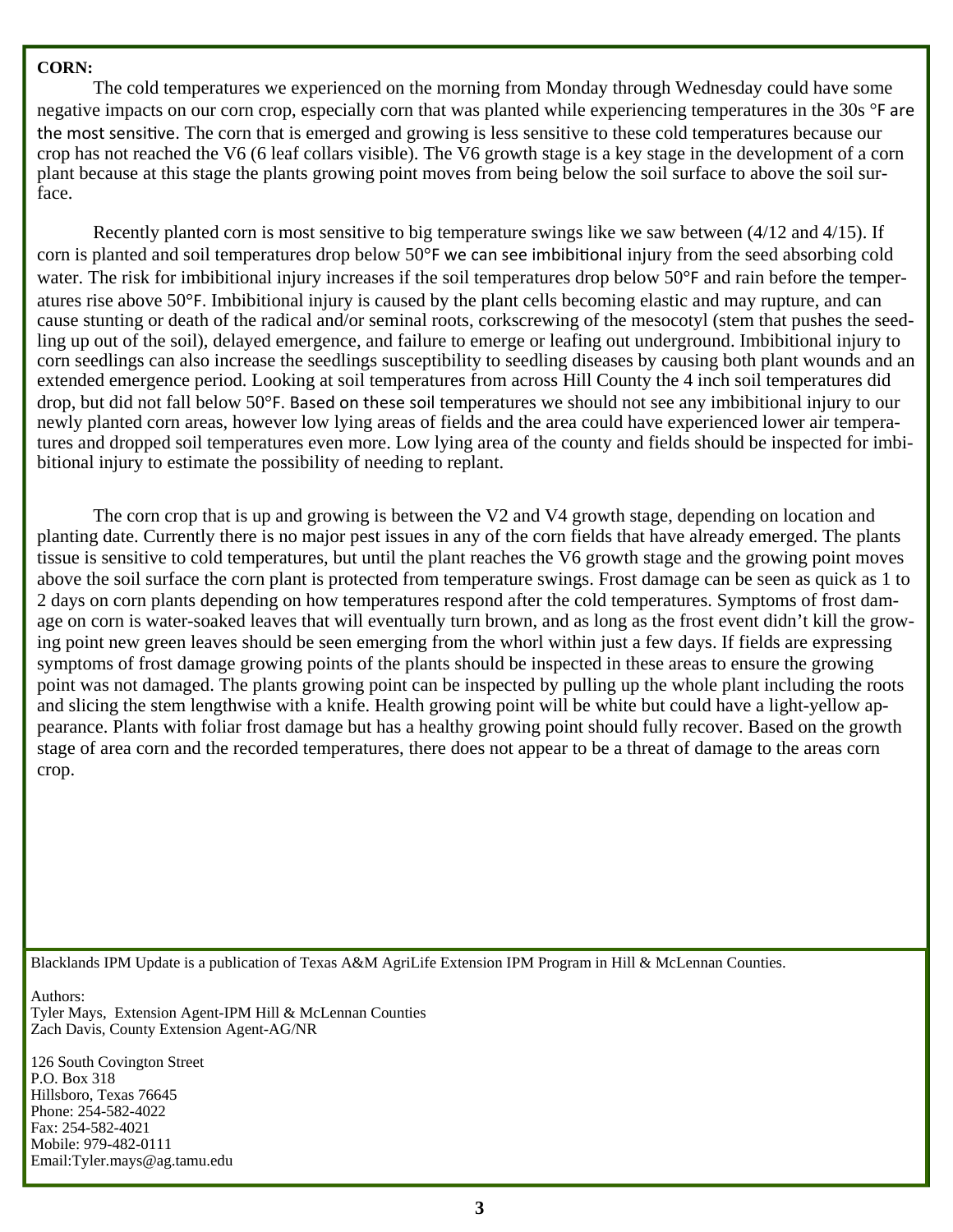**CORN:**

The cold temperatures we experienced on the morning from Monday through Wednesday could have some negative impacts on our corn crop, especially corn that was planted while experiencing temperatures in the 30s °F are the most sensitive. The corn that is emerged and growing is less sensitive to these cold temperatures because our crop has not reached the V6 (6 leaf collars visible). The V6 growth stage is a key stage in the development of a corn plant because at this stage the plants growing point moves from being below the soil surface to above the soil surface.

Recently planted corn is most sensitive to big temperature swings like we saw between (4/12 and 4/15). If corn is planted and soil temperatures drop below 50°F we can see imbibitional injury from the seed absorbing cold water. The risk for imbibitional injury increases if the soil temperatures drop below 50°F and rain before the temperatures rise above 50°F. Imbibitional injury is caused by the plant cells becoming elastic and may rupture, and can cause stunting or death of the radical and/or seminal roots, corkscrewing of the mesocotyl (stem that pushes the seedling up out of the soil), delayed emergence, and failure to emerge or leafing out underground. Imbibitional injury to corn seedlings can also increase the seedlings susceptibility to seedling diseases by causing both plant wounds and an extended emergence period. Looking at soil temperatures from across Hill County the 4 inch soil temperatures did drop, but did not fall below 50°F. Based on these soil temperatures we should not see any imbibitional injury to our newly planted corn areas, however low lying areas of fields and the area could have experienced lower air temperatures and dropped soil temperatures even more. Low lying area of the county and fields should be inspected for imbibitional injury to estimate the possibility of needing to replant.

The corn crop that is up and growing is between the V2 and V4 growth stage, depending on location and planting date. Currently there is no major pest issues in any of the corn fields that have already emerged. The plants tissue is sensitive to cold temperatures, but until the plant reaches the V6 growth stage and the growing point moves above the soil surface the corn plant is protected from temperature swings. Frost damage can be seen as quick as 1 to 2 days on corn plants depending on how temperatures respond after the cold temperatures. Symptoms of frost damage on corn is water-soaked leaves that will eventually turn brown, and as long as the frost event didn't kill the growing point new green leaves should be seen emerging from the whorl within just a few days. If fields are expressing symptoms of frost damage growing points of the plants should be inspected in these areas to ensure the growing point was not damaged. The plants growing point can be inspected by pulling up the whole plant including the roots and slicing the stem lengthwise with a knife. Health growing point will be white but could have a light-yellow appearance. Plants with foliar frost damage but has a healthy growing point should fully recover. Based on the growth stage of area corn and the recorded temperatures, there does not appear to be a threat of damage to the areas corn crop.

Blacklands IPM Update is a publication of Texas A&M AgriLife Extension IPM Program in Hill & McLennan Counties.

Authors:
Tyler Mays, Extension Agent-IPM Hill & McLennan Counties
Zach Davis, County Extension Agent-AG/NR

126 South Covington Street
P.O. Box 318
Hillsboro, Texas 76645
Phone: 254-582-4022
Fax: 254-582-4021
Mobile: 979-482-0111
Email:Tyler.mays@ag.tamu.edu